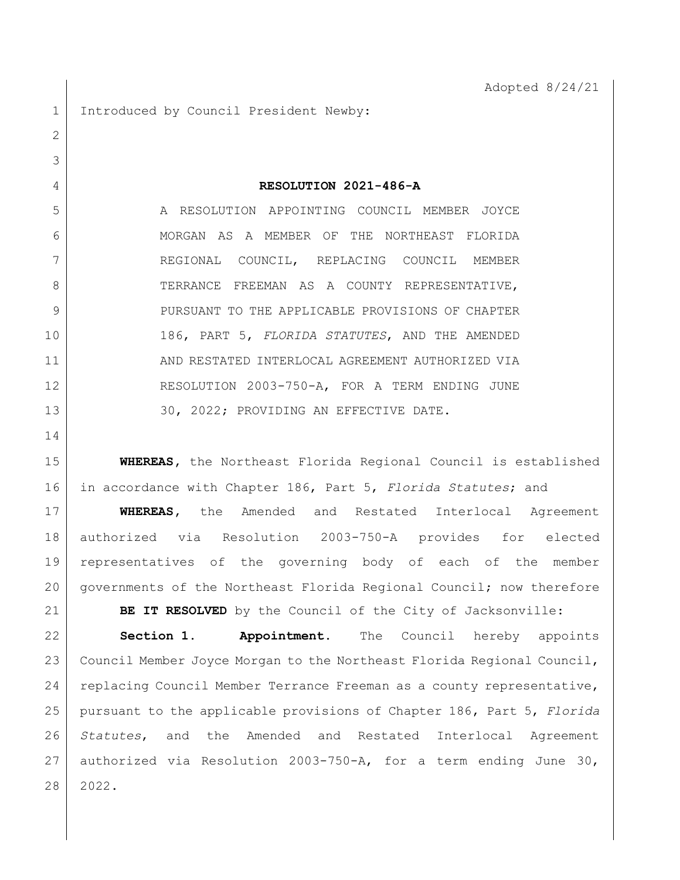Adopted 8/24/21

Introduced by Council President Newby:

# RESOLUTION 2021-486-A

A RESOLUTION APPOINTING COUNCIL MEMBER JOYCE MORGAN AS A MEMBER OF THE NORTHEAST FLORIDA REGIONAL COUNCIL, REPLACING COUNCIL MEMBER TERRANCE FREEMAN AS A COUNTY REPRESENTATIVE, PURSUANT TO THE APPLICABLE PROVISIONS OF CHAPTER 186, PART 5, *FLORIDA STATUTES*, AND THE AMENDED AND RESTATED INTERLOCAL AGREEMENT AUTHORIZED VIA RESOLUTION 2003-750-A, FOR A TERM ENDING JUNE 30, 2022; PROVIDING AN EFFECTIVE DATE.

**WHEREAS,** the Northeast Florida Regional Council is established in accordance with Chapter 186, Part 5, *Florida Statutes*; and

**WHEREAS,** the Amended and Restated Interlocal Agreement authorized via Resolution 2003-750-A provides for elected representatives of the governing body of each of the member governments of the Northeast Florida Regional Council; now therefore

**BE IT RESOLVED** by the Council of the City of Jacksonville:

**Section 1. Appointment.** The Council hereby appoints Council Member Joyce Morgan to the Northeast Florida Regional Council, replacing Council Member Terrance Freeman as a county representative, pursuant to the applicable provisions of Chapter 186, Part 5, *Florida Statutes*, and the Amended and Restated Interlocal Agreement authorized via Resolution 2003-750-A, for a term ending June 30, 2022.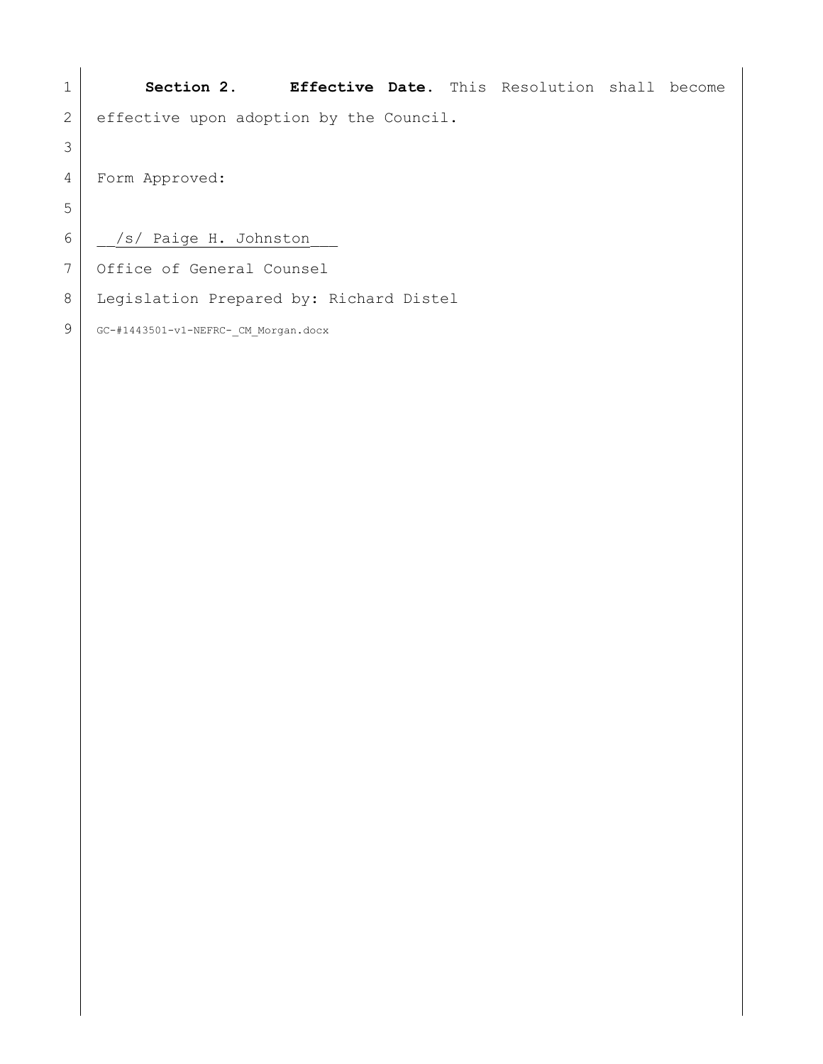**Section 2. Effective Date.** This Resolution shall become effective upon adoption by the Council.

Form Approved:

__/s/ Paige H. Johnston___

Office of General Counsel

Legislation Prepared by: Richard Distel

GC-#1443501-v1-NEFRC-_CM_Morgan.docx